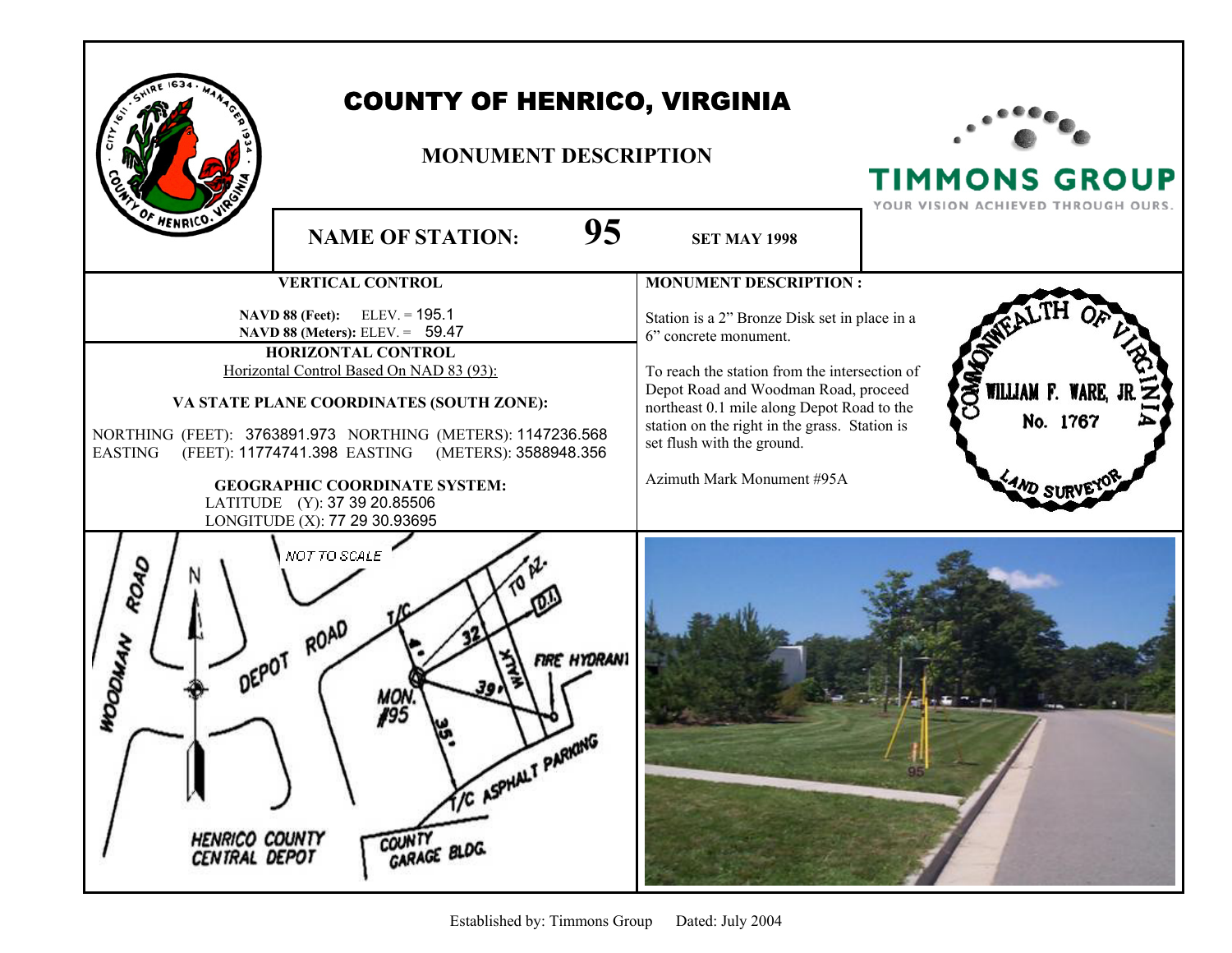# COUNTY OF HENRICO, VIRGINIA

## MONUMENT DESCRIPTION

TIMMONS GROUP
YOUR VISION ACHIEVED THROUGH OURS.

**NAME OF STATION:** **95** **SET MAY 1998**

### VERTICAL CONTROL

**NAVD 88 (Feet):** ELEV. = 195.1
**NAVD 88 (Meters):** ELEV. = 59.47

### HORIZONTAL CONTROL

Horizontal Control Based On NAD 83 (93):

**VA STATE PLANE COORDINATES (SOUTH ZONE):**

NORTHING (FEET): 3763891.973 NORTHING (METERS): 1147236.568
EASTING (FEET): 11774741.398 EASTING (METERS): 3588948.356

**GEOGRAPHIC COORDINATE SYSTEM:**

LATITUDE (Y): 37 39 20.85506
LONGITUDE (X): 77 29 30.93695

### MONUMENT DESCRIPTION :

Station is a 2" Bronze Disk set in place in a 6" concrete monument.

To reach the station from the intersection of Depot Road and Woodman Road, proceed northeast 0.1 mile along Depot Road to the station on the right in the grass. Station is set flush with the ground.

Azimuth Mark Monument #95A

COMMONWEALTH OF VIRGINIA
WILLIAM F. WARE, JR.
No. 1767
LAND SURVEYOR

NOT TO SCALE
WOODMAN ROAD
DEPOT ROAD
N
T/C
TO AZ.
D.I.
32
4'
39'
WALK
FIRE HYDRANT
MON. #95
35'
T/C ASPHALT PARKING
HENRICO COUNTY CENTRAL DEPOT
COUNTY GARAGE BLDG.

Established by: Timmons Group Dated: July 2004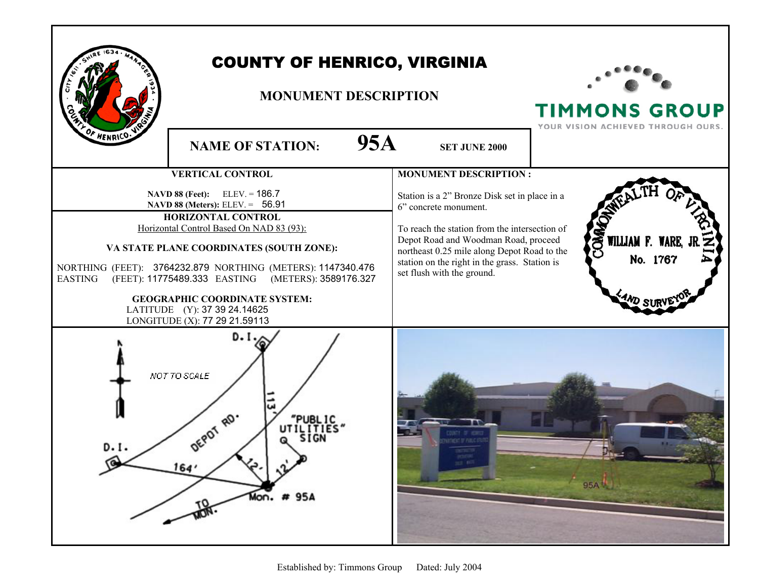# COUNTY OF HENRICO, VIRGINIA

## MONUMENT DESCRIPTION

TIMMONS GROUP
YOUR VISION ACHIEVED THROUGH OURS.

**NAME OF STATION:** **95A** **SET JUNE 2000**

### VERTICAL CONTROL

**NAVD 88 (Feet):** ELEV. = 186.7
**NAVD 88 (Meters):** ELEV. = 56.91

### HORIZONTAL CONTROL

Horizontal Control Based On NAD 83 (93):

**VA STATE PLANE COORDINATES (SOUTH ZONE):**

NORTHING (FEET): 3764232.879 NORTHING (METERS): 1147340.476
EASTING (FEET): 11775489.333 EASTING (METERS): 3589176.327

**GEOGRAPHIC COORDINATE SYSTEM:**

LATITUDE (Y): 37 39 24.14625
LONGITUDE (X): 77 29 21.59113

### MONUMENT DESCRIPTION :

Station is a 2" Bronze Disk set in place in a 6" concrete monument.

To reach the station from the intersection of Depot Road and Woodman Road, proceed northeast 0.25 mile along Depot Road to the station on the right in the grass. Station is set flush with the ground.

COMMONWEALTH OF VIRGINIA
WILLIAM F. WARE, JR.
No. 1767
LAND SURVEYOR

NOT TO SCALE
D.I.
113'
DEPOT RD.
"PUBLIC UTILITIES" SIGN
D.I.
164'
12'
12'
Mon. # 95A
TO MON.

Established by: Timmons Group Dated: July 2004